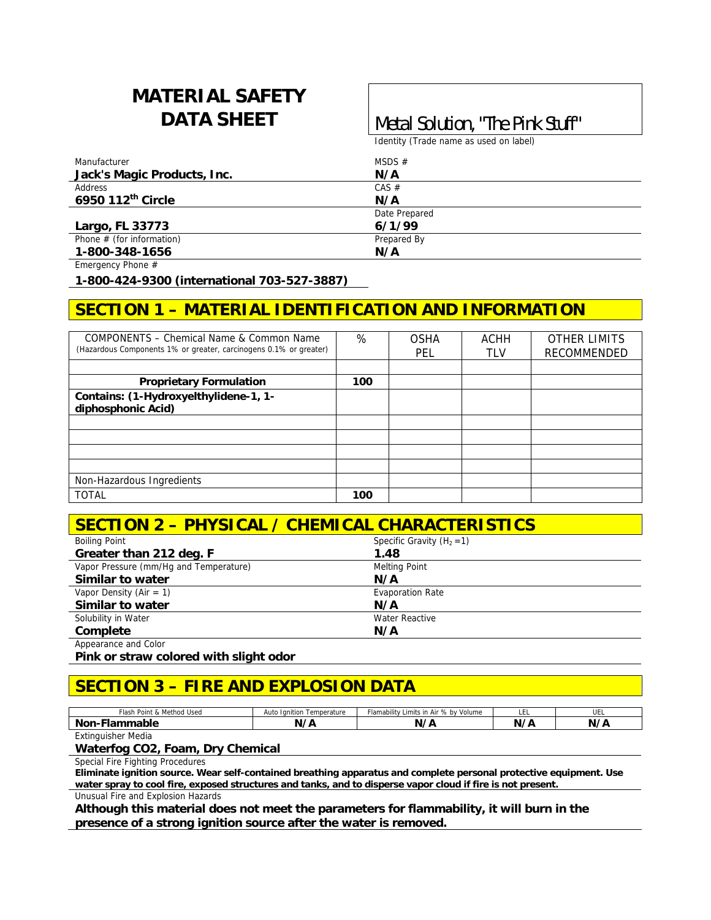# MATERIAL SAFETY DATA SHEET

## Metal Solution, "The Pink Stuff"

Identity (Trade name as used on label)

| Manufacturer | MSDS # |
|---|---|
| **Jack's Magic Products, Inc.** | **N/A** |
| Address | CAS # |
| **6950 112th Circle** | **N/A** |
| | Date Prepared |
| **Largo, FL 33773** | **6/1/99** |
| Phone # (for information) | Prepared By |
| **1-800-348-1656** | **N/A** |

Emergency Phone #

**1-800-424-9300 (international 703-527-3887)**

## SECTION 1 – MATERIAL IDENTIFICATION AND INFORMATION

| COMPONENTS – Chemical Name & Common Name (Hazardous Components 1% or greater, carcinogens 0.1% or greater) | % | OSHA PEL | ACHH TLV | OTHER LIMITS RECOMMENDED |
|---|---|---|---|---|
| | | | | |
| **Proprietary Formulation** | **100** | | | |
| **Contains: (1-Hydroxyelthylidene-1, 1-diphosphonic Acid)** | | | | |
| | | | | |
| | | | | |
| | | | | |
| | | | | |
| Non-Hazardous Ingredients | | | | |
| TOTAL | **100** | | | |

## SECTION 2 – PHYSICAL / CHEMICAL CHARACTERISTICS

| Boiling Point | Specific Gravity ($H_2=1$) |
|---|---|
| **Greater than 212 deg. F** | **1.48** |
| Vapor Pressure (mm/Hg and Temperature) | Melting Point |
| **Similar to water** | **N/A** |
| Vapor Density (Air = 1) | Evaporation Rate |
| **Similar to water** | **N/A** |
| Solubility in Water | Water Reactive |
| **Complete** | **N/A** |

Appearance and Color

**Pink or straw colored with slight odor**

## SECTION 3 – FIRE AND EXPLOSION DATA

| Flash Point & Method Used | Auto Ignition Temperature | Flamability Limits in Air % by Volume | LEL | UEL |
|---|---|---|---|---|
| **Non-Flammable** | **N/A** | **N/A** | **N/A** | **N/A** |

Extinguisher Media

**Waterfog CO2, Foam, Dry Chemical**

Special Fire Fighting Procedures

**Eliminate ignition source. Wear self-contained breathing apparatus and complete personal protective equipment. Use water spray to cool fire, exposed structures and tanks, and to disperse vapor cloud if fire is not present.**

Unusual Fire and Explosion Hazards

**Although this material does not meet the parameters for flammability, it will burn in the presence of a strong ignition source after the water is removed.**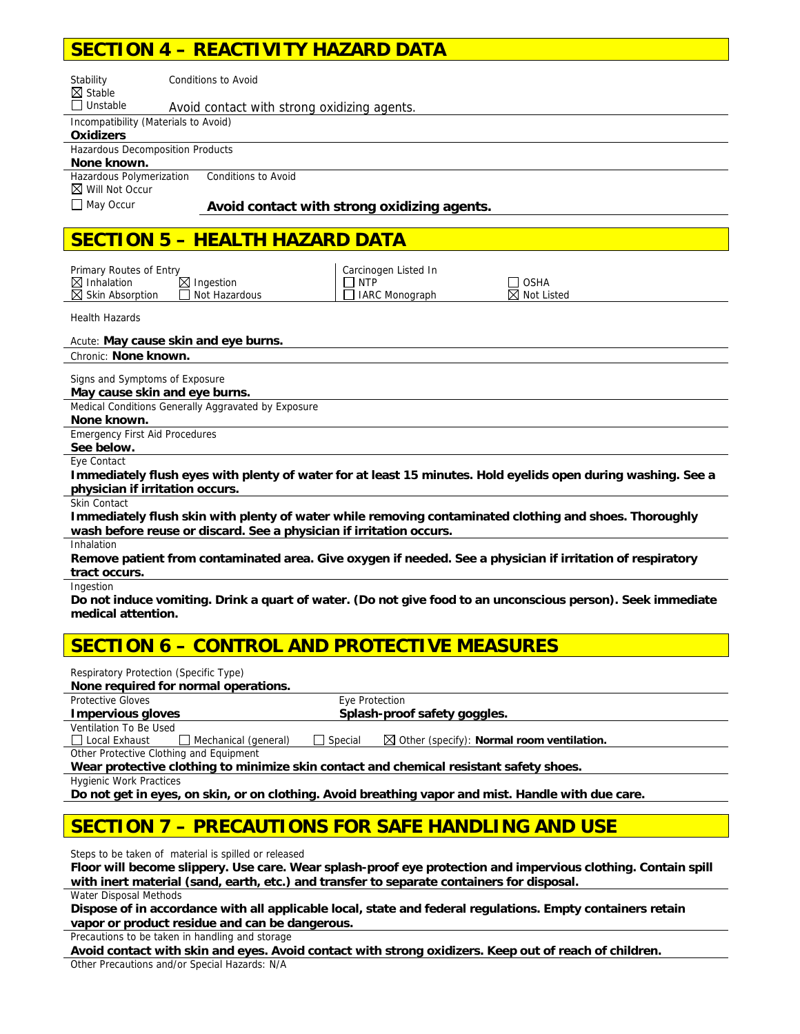## SECTION 4 – REACTIVITY HAZARD DATA

Stability
☒ Stable
☐ Unstable

Conditions to Avoid
Avoid contact with strong oxidizing agents.

Incompatibility (Materials to Avoid)
**Oxidizers**

Hazardous Decomposition Products
**None known.**

Hazardous Polymerization
☒ Will Not Occur
☐ May Occur

Conditions to Avoid
**Avoid contact with strong oxidizing agents.**

## SECTION 5 – HEALTH HAZARD DATA

Primary Routes of Entry
☒ Inhalation ☒ Ingestion
☒ Skin Absorption ☐ Not Hazardous

Carcinogen Listed In
☐ NTP ☐ OSHA
☐ IARC Monograph ☒ Not Listed

Health Hazards

Acute: **May cause skin and eye burns.**

Chronic: **None known.**

Signs and Symptoms of Exposure
**May cause skin and eye burns.**

Medical Conditions Generally Aggravated by Exposure
**None known.**

Emergency First Aid Procedures
**See below.**

Eye Contact
**Immediately flush eyes with plenty of water for at least 15 minutes. Hold eyelids open during washing. See a physician if irritation occurs.**

Skin Contact
**Immediately flush skin with plenty of water while removing contaminated clothing and shoes. Thoroughly wash before reuse or discard. See a physician if irritation occurs.**

Inhalation
**Remove patient from contaminated area. Give oxygen if needed. See a physician if irritation of respiratory tract occurs.**

Ingestion
**Do not induce vomiting. Drink a quart of water. (Do not give food to an unconscious person). Seek immediate medical attention.**

## SECTION 6 – CONTROL AND PROTECTIVE MEASURES

Respiratory Protection (Specific Type)
**None required for normal operations.**

Protective Gloves
**Impervious gloves**

Eye Protection
**Splash-proof safety goggles.**

Ventilation To Be Used
☐ Local Exhaust ☐ Mechanical (general) ☐ Special ☒ Other (specify): **Normal room ventilation.**

Other Protective Clothing and Equipment
**Wear protective clothing to minimize skin contact and chemical resistant safety shoes.**

Hygienic Work Practices
**Do not get in eyes, on skin, or on clothing. Avoid breathing vapor and mist. Handle with due care.**

## SECTION 7 – PRECAUTIONS FOR SAFE HANDLING AND USE

Steps to be taken of material is spilled or released
**Floor will become slippery. Use care. Wear splash-proof eye protection and impervious clothing. Contain spill with inert material (sand, earth, etc.) and transfer to separate containers for disposal.**

Water Disposal Methods
**Dispose of in accordance with all applicable local, state and federal regulations. Empty containers retain vapor or product residue and can be dangerous.**

Precautions to be taken in handling and storage
**Avoid contact with skin and eyes. Avoid contact with strong oxidizers. Keep out of reach of children.**

Other Precautions and/or Special Hazards: N/A